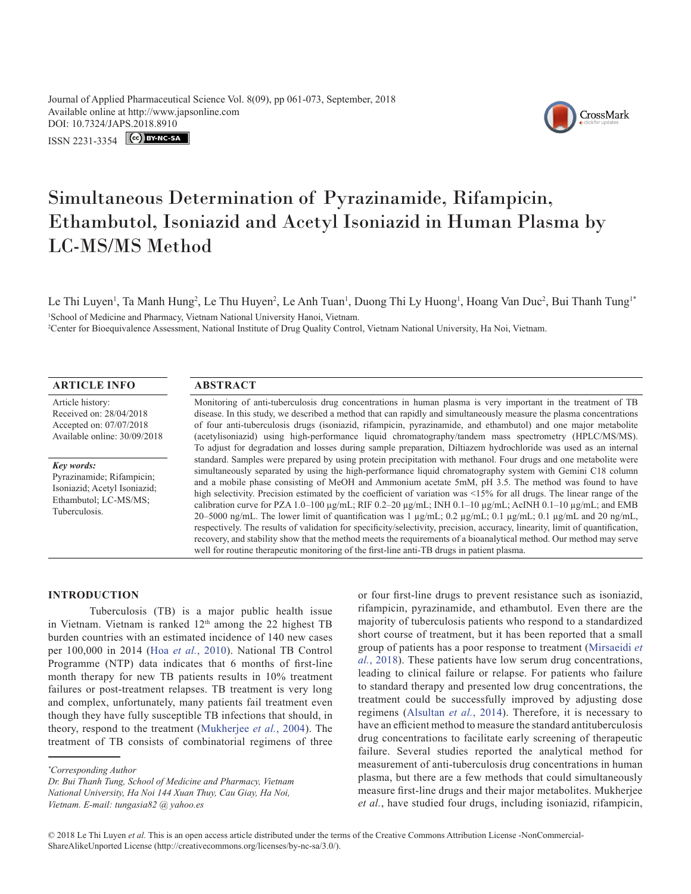Journal of Applied Pharmaceutical Science Vol. 8(09), pp 061-073, September, 2018
Available online at http://www.japsonline.com
DOI: 10.7324/JAPS.2018.8910
ISSN 2231-3354

# Simultaneous Determination of Pyrazinamide, Rifampicin, Ethambutol, Isoniazid and Acetyl Isoniazid in Human Plasma by LC-MS/MS Method

Le Thi Luyen[1], Ta Manh Hung[2], Le Thu Huyen[2], Le Anh Tuan[1], Duong Thi Ly Huong[1], Hoang Van Duc[2], Bui Thanh Tung[1*]

[1]School of Medicine and Pharmacy, Vietnam National University Hanoi, Vietnam.
[2]Center for Bioequivalence Assessment, National Institute of Drug Quality Control, Vietnam National University, Ha Noi, Vietnam.

## ARTICLE INFO

Article history:
Received on: 28/04/2018
Accepted on: 07/07/2018
Available online: 30/09/2018

*Key words:*
Pyrazinamide; Rifampicin; Isoniazid; Acetyl Isoniazid; Ethambutol; LC-MS/MS; Tuberculosis.

## ABSTRACT

Monitoring of anti-tuberculosis drug concentrations in human plasma is very important in the treatment of TB disease. In this study, we described a method that can rapidly and simultaneously measure the plasma concentrations of four anti-tuberculosis drugs (isoniazid, rifampicin, pyrazinamide, and ethambutol) and one major metabolite (acetylisoniazid) using high-performance liquid chromatography/tandem mass spectrometry (HPLC/MS/MS). To adjust for degradation and losses during sample preparation, Diltiazem hydrochloride was used as an internal standard. Samples were prepared by using protein precipitation with methanol. Four drugs and one metabolite were simultaneously separated by using the high-performance liquid chromatography system with Gemini C18 column and a mobile phase consisting of MeOH and Ammonium acetate 5mM, pH 3.5. The method was found to have high selectivity. Precision estimated by the coefficient of variation was <15% for all drugs. The linear range of the calibration curve for PZA 1.0–100 µg/mL; RIF 0.2–20 µg/mL; INH 0.1–10 µg/mL; AcINH 0.1–10 µg/mL; and EMB 20–5000 ng/mL. The lower limit of quantification was 1 µg/mL; 0.2 µg/mL; 0.1 µg/mL; 0.1 µg/mL and 20 ng/mL, respectively. The results of validation for specificity/selectivity, precision, accuracy, linearity, limit of quantification, recovery, and stability show that the method meets the requirements of a bioanalytical method. Our method may serve well for routine therapeutic monitoring of the first-line anti-TB drugs in patient plasma.

## INTRODUCTION

Tuberculosis (TB) is a major public health issue in Vietnam. Vietnam is ranked 12th among the 22 highest TB burden countries with an estimated incidence of 140 new cases per 100,000 in 2014 (Hoa *et al.*, 2010). National TB Control Programme (NTP) data indicates that 6 months of first-line month therapy for new TB patients results in 10% treatment failures or post-treatment relapses. TB treatment is very long and complex, unfortunately, many patients fail treatment even though they have fully susceptible TB infections that should, in theory, respond to the treatment (Mukherjee *et al.*, 2004). The treatment of TB consists of combinatorial regimens of three or four first-line drugs to prevent resistance such as isoniazid, rifampicin, pyrazinamide, and ethambutol. Even there are the majority of tuberculosis patients who respond to a standardized short course of treatment, but it has been reported that a small group of patients has a poor response to treatment (Mirsaeidi *et al.*, 2018). These patients have low serum drug concentrations, leading to clinical failure or relapse. For patients who failure to standard therapy and presented low drug concentrations, the treatment could be successfully improved by adjusting dose regimens (Alsultan *et al.*, 2014). Therefore, it is necessary to have an efficient method to measure the standard antituberculosis drug concentrations to facilitate early screening of therapeutic failure. Several studies reported the analytical method for measurement of anti-tuberculosis drug concentrations in human plasma, but there are a few methods that could simultaneously measure first-line drugs and their major metabolites. Mukherjee *et al.*, have studied four drugs, including isoniazid, rifampicin,

*\*Corresponding Author*
*Dr. Bui Thanh Tung, School of Medicine and Pharmacy, Vietnam National University, Ha Noi 144 Xuan Thuy, Cau Giay, Ha Noi, Vietnam. E-mail: tungasia82 @ yahoo.es*

© 2018 Le Thi Luyen *et al.* This is an open access article distributed under the terms of the Creative Commons Attribution License -NonCommercial-ShareAlikeUnported License (http://creativecommons.org/licenses/by-nc-sa/3.0/).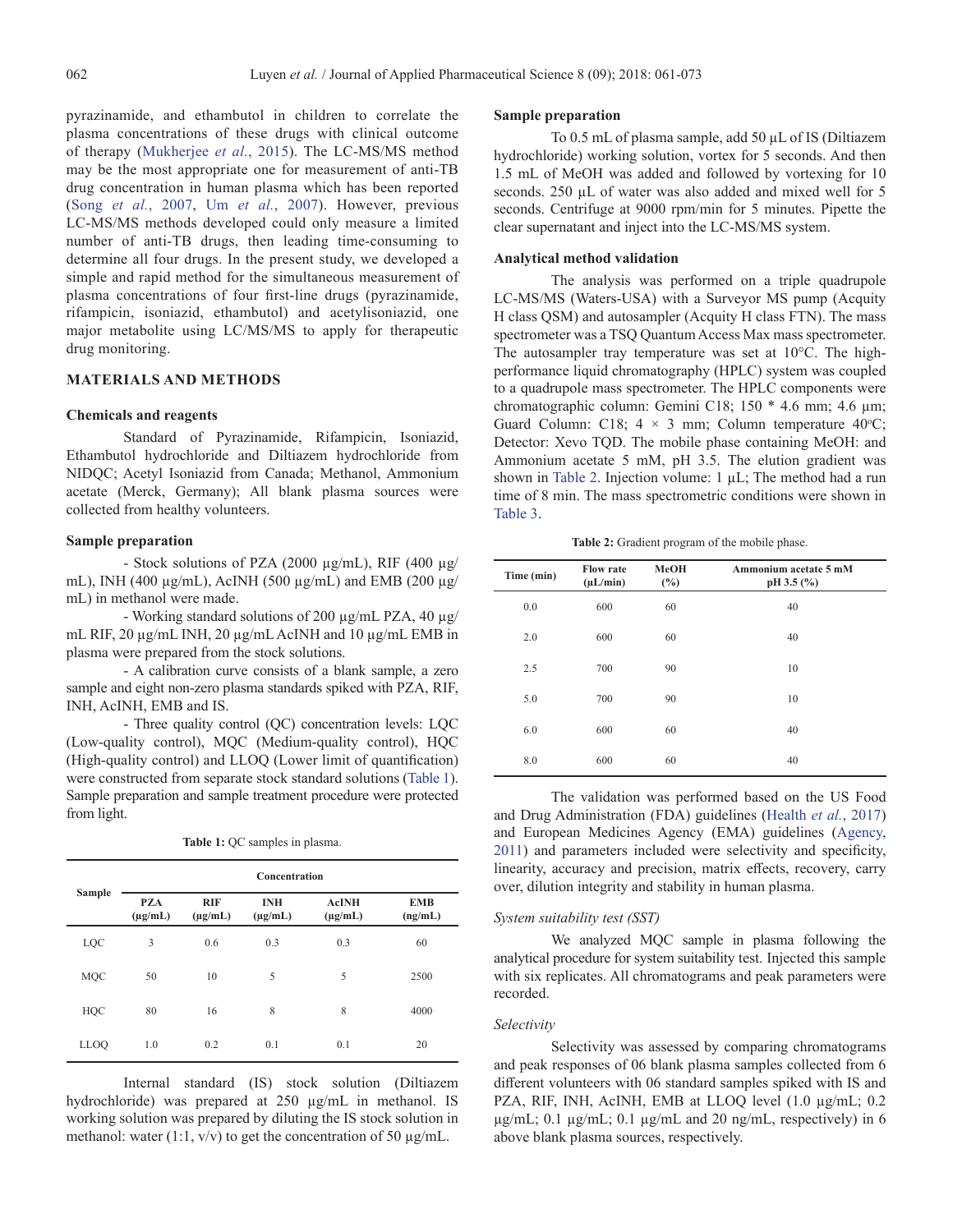pyrazinamide, and ethambutol in children to correlate the plasma concentrations of these drugs with clinical outcome of therapy (Mukherjee *et al.*, 2015). The LC-MS/MS method may be the most appropriate one for measurement of anti-TB drug concentration in human plasma which has been reported (Song *et al.*, 2007, Um *et al.*, 2007). However, previous LC-MS/MS methods developed could only measure a limited number of anti-TB drugs, then leading time-consuming to determine all four drugs. In the present study, we developed a simple and rapid method for the simultaneous measurement of plasma concentrations of four first-line drugs (pyrazinamide, rifampicin, isoniazid, ethambutol) and acetylisoniazid, one major metabolite using LC/MS/MS to apply for therapeutic drug monitoring.

## MATERIALS AND METHODS

### Chemicals and reagents

Standard of Pyrazinamide, Rifampicin, Isoniazid, Ethambutol hydrochloride and Diltiazem hydrochloride from NIDQC; Acetyl Isoniazid from Canada; Methanol, Ammonium acetate (Merck, Germany); All blank plasma sources were collected from healthy volunteers.

### Sample preparation

- Stock solutions of PZA (2000 µg/mL), RIF (400 µg/mL), INH (400 µg/mL), AcINH (500 µg/mL) and EMB (200 µg/mL) in methanol were made.

- Working standard solutions of 200 µg/mL PZA, 40 µg/mL RIF, 20 µg/mL INH, 20 µg/mL AcINH and 10 µg/mL EMB in plasma were prepared from the stock solutions.

- A calibration curve consists of a blank sample, a zero sample and eight non-zero plasma standards spiked with PZA, RIF, INH, AcINH, EMB and IS.

- Three quality control (QC) concentration levels: LQC (Low-quality control), MQC (Medium-quality control), HQC (High-quality control) and LLOQ (Lower limit of quantification) were constructed from separate stock standard solutions (Table 1). Sample preparation and sample treatment procedure were protected from light.

**Table 1:** QC samples in plasma.

| Sample | Concentration | | | | |
|---|---|---|---|---|---|
| | PZA (µg/mL) | RIF (µg/mL) | INH (µg/mL) | AcINH (µg/mL) | EMB (ng/mL) |
| LQC | 3 | 0.6 | 0.3 | 0.3 | 60 |
| MQC | 50 | 10 | 5 | 5 | 2500 |
| HQC | 80 | 16 | 8 | 8 | 4000 |
| LLOQ | 1.0 | 0.2 | 0.1 | 0.1 | 20 |

Internal standard (IS) stock solution (Diltiazem hydrochloride) was prepared at 250 µg/mL in methanol. IS working solution was prepared by diluting the IS stock solution in methanol: water (1:1, v/v) to get the concentration of 50 µg/mL.

### Sample preparation

To 0.5 mL of plasma sample, add 50 µL of IS (Diltiazem hydrochloride) working solution, vortex for 5 seconds. And then 1.5 mL of MeOH was added and followed by vortexing for 10 seconds. 250 µL of water was also added and mixed well for 5 seconds. Centrifuge at 9000 rpm/min for 5 minutes. Pipette the clear supernatant and inject into the LC-MS/MS system.

### Analytical method validation

The analysis was performed on a triple quadrupole LC-MS/MS (Waters-USA) with a Surveyor MS pump (Acquity H class QSM) and autosampler (Acquity H class FTN). The mass spectrometer was a TSQ Quantum Access Max mass spectrometer. The autosampler tray temperature was set at 10°C. The high-performance liquid chromatography (HPLC) system was coupled to a quadrupole mass spectrometer. The HPLC components were chromatographic column: Gemini C18; 150 * 4.6 mm; 4.6 µm; Guard Column: C18; 4 × 3 mm; Column temperature 40°C; Detector: Xevo TQD. The mobile phase containing MeOH: and Ammonium acetate 5 mM, pH 3.5. The elution gradient was shown in Table 2. Injection volume: 1 µL; The method had a run time of 8 min. The mass spectrometric conditions were shown in Table 3.

**Table 2:** Gradient program of the mobile phase.

| Time (min) | Flow rate (µL/min) | MeOH (%) | Ammonium acetate 5 mM pH 3.5 (%) |
|---|---|---|---|
| 0.0 | 600 | 60 | 40 |
| 2.0 | 600 | 60 | 40 |
| 2.5 | 700 | 90 | 10 |
| 5.0 | 700 | 90 | 10 |
| 6.0 | 600 | 60 | 40 |
| 8.0 | 600 | 60 | 40 |

The validation was performed based on the US Food and Drug Administration (FDA) guidelines (Health *et al.*, 2017) and European Medicines Agency (EMA) guidelines (Agency, 2011) and parameters included were selectivity and specificity, linearity, accuracy and precision, matrix effects, recovery, carry over, dilution integrity and stability in human plasma.

#### *System suitability test (SST)*

We analyzed MQC sample in plasma following the analytical procedure for system suitability test. Injected this sample with six replicates. All chromatograms and peak parameters were recorded.

#### *Selectivity*

Selectivity was assessed by comparing chromatograms and peak responses of 06 blank plasma samples collected from 6 different volunteers with 06 standard samples spiked with IS and PZA, RIF, INH, AcINH, EMB at LLOQ level (1.0 µg/mL; 0.2 µg/mL; 0.1 µg/mL; 0.1 µg/mL and 20 ng/mL, respectively) in 6 above blank plasma sources, respectively.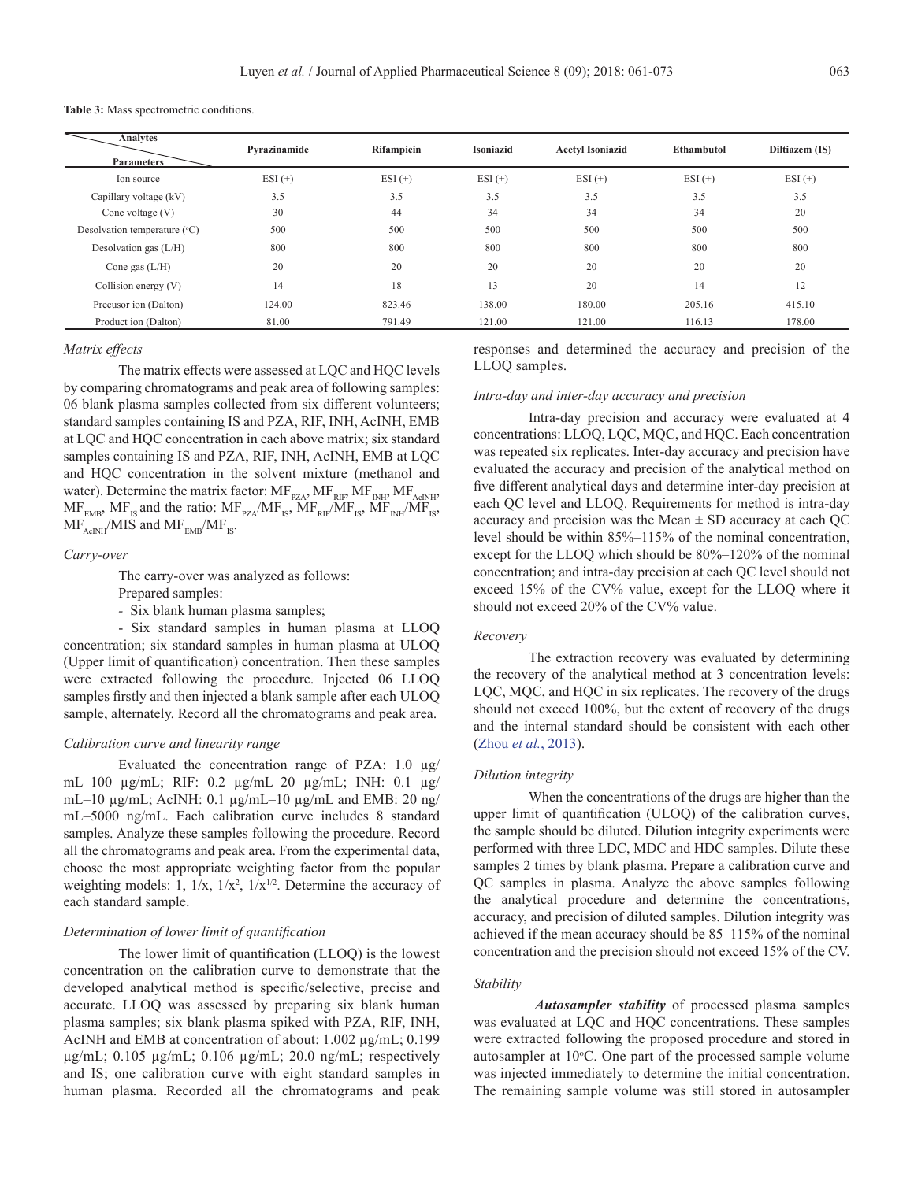**Table 3:** Mass spectrometric conditions.

| Parameters \ Analytes | Pyrazinamide | Rifampicin | Isoniazid | Acetyl Isoniazid | Ethambutol | Diltiazem (IS) |
|---|---|---|---|---|---|---|
| Ion source | ESI (+) | ESI (+) | ESI (+) | ESI (+) | ESI (+) | ESI (+) |
| Capillary voltage (kV) | 3.5 | 3.5 | 3.5 | 3.5 | 3.5 | 3.5 |
| Cone voltage (V) | 30 | 44 | 34 | 34 | 34 | 20 |
| Desolvation temperature (°C) | 500 | 500 | 500 | 500 | 500 | 500 |
| Desolvation gas (L/H) | 800 | 800 | 800 | 800 | 800 | 800 |
| Cone gas (L/H) | 20 | 20 | 20 | 20 | 20 | 20 |
| Collision energy (V) | 14 | 18 | 13 | 20 | 14 | 12 |
| Precusor ion (Dalton) | 124.00 | 823.46 | 138.00 | 180.00 | 205.16 | 415.10 |
| Product ion (Dalton) | 81.00 | 791.49 | 121.00 | 121.00 | 116.13 | 178.00 |

### *Matrix effects*

The matrix effects were assessed at LQC and HQC levels by comparing chromatograms and peak area of following samples: 06 blank plasma samples collected from six different volunteers; standard samples containing IS and PZA, RIF, INH, AcINH, EMB at LQC and HQC concentration in each above matrix; six standard samples containing IS and PZA, RIF, INH, AcINH, EMB at LQC and HQC concentration in the solvent mixture (methanol and water). Determine the matrix factor: $MF_{PZA}$, $MF_{RIF}$, $MF_{INH}$, $MF_{AcINH}$, $MF_{EMB}$, $MF_{IS}$ and the ratio: $MF_{PZA}/MF_{IS}$, $MF_{RIF}/MF_{IS}$, $MF_{INH}/MF_{IS}$, $MF_{AcINH}/MIS$ and $MF_{EMB}/MF_{IS}$.

### *Carry-over*

The carry-over was analyzed as follows:

Prepared samples:

- Six blank human plasma samples;

- Six standard samples in human plasma at LLOQ concentration; six standard samples in human plasma at ULOQ (Upper limit of quantification) concentration. Then these samples were extracted following the procedure. Injected 06 LLOQ samples firstly and then injected a blank sample after each ULOQ sample, alternately. Record all the chromatograms and peak area.

### *Calibration curve and linearity range*

Evaluated the concentration range of PZA: 1.0 μg/mL–100 μg/mL; RIF: 0.2 μg/mL–20 μg/mL; INH: 0.1 μg/mL–10 μg/mL; AcINH: 0.1 μg/mL–10 μg/mL and EMB: 20 ng/mL–5000 ng/mL. Each calibration curve includes 8 standard samples. Analyze these samples following the procedure. Record all the chromatograms and peak area. From the experimental data, choose the most appropriate weighting factor from the popular weighting models: 1, $1/x$, $1/x^2$, $1/x^{1/2}$. Determine the accuracy of each standard sample.

### *Determination of lower limit of quantification*

The lower limit of quantification (LLOQ) is the lowest concentration on the calibration curve to demonstrate that the developed analytical method is specific/selective, precise and accurate. LLOQ was assessed by preparing six blank human plasma samples; six blank plasma spiked with PZA, RIF, INH, AcINH and EMB at concentration of about: 1.002 μg/mL; 0.199 μg/mL; 0.105 μg/mL; 0.106 μg/mL; 20.0 ng/mL; respectively and IS; one calibration curve with eight standard samples in human plasma. Recorded all the chromatograms and peak responses and determined the accuracy and precision of the LLOQ samples.

### *Intra-day and inter-day accuracy and precision*

Intra-day precision and accuracy were evaluated at 4 concentrations: LLOQ, LQC, MQC, and HQC. Each concentration was repeated six replicates. Inter-day accuracy and precision have evaluated the accuracy and precision of the analytical method on five different analytical days and determine inter-day precision at each QC level and LLOQ. Requirements for method is intra-day accuracy and precision was the Mean ± SD accuracy at each QC level should be within 85%–115% of the nominal concentration, except for the LLOQ which should be 80%–120% of the nominal concentration; and intra-day precision at each QC level should not exceed 15% of the CV% value, except for the LLOQ where it should not exceed 20% of the CV% value.

### *Recovery*

The extraction recovery was evaluated by determining the recovery of the analytical method at 3 concentration levels: LQC, MQC, and HQC in six replicates. The recovery of the drugs should not exceed 100%, but the extent of recovery of the drugs and the internal standard should be consistent with each other (Zhou *et al.*, 2013).

### *Dilution integrity*

When the concentrations of the drugs are higher than the upper limit of quantification (ULOQ) of the calibration curves, the sample should be diluted. Dilution integrity experiments were performed with three LDC, MDC and HDC samples. Dilute these samples 2 times by blank plasma. Prepare a calibration curve and QC samples in plasma. Analyze the above samples following the analytical procedure and determine the concentrations, accuracy, and precision of diluted samples. Dilution integrity was achieved if the mean accuracy should be 85–115% of the nominal concentration and the precision should not exceed 15% of the CV.

### *Stability*

***Autosampler stability*** of processed plasma samples was evaluated at LQC and HQC concentrations. These samples were extracted following the proposed procedure and stored in autosampler at 10°C. One part of the processed sample volume was injected immediately to determine the initial concentration. The remaining sample volume was still stored in autosampler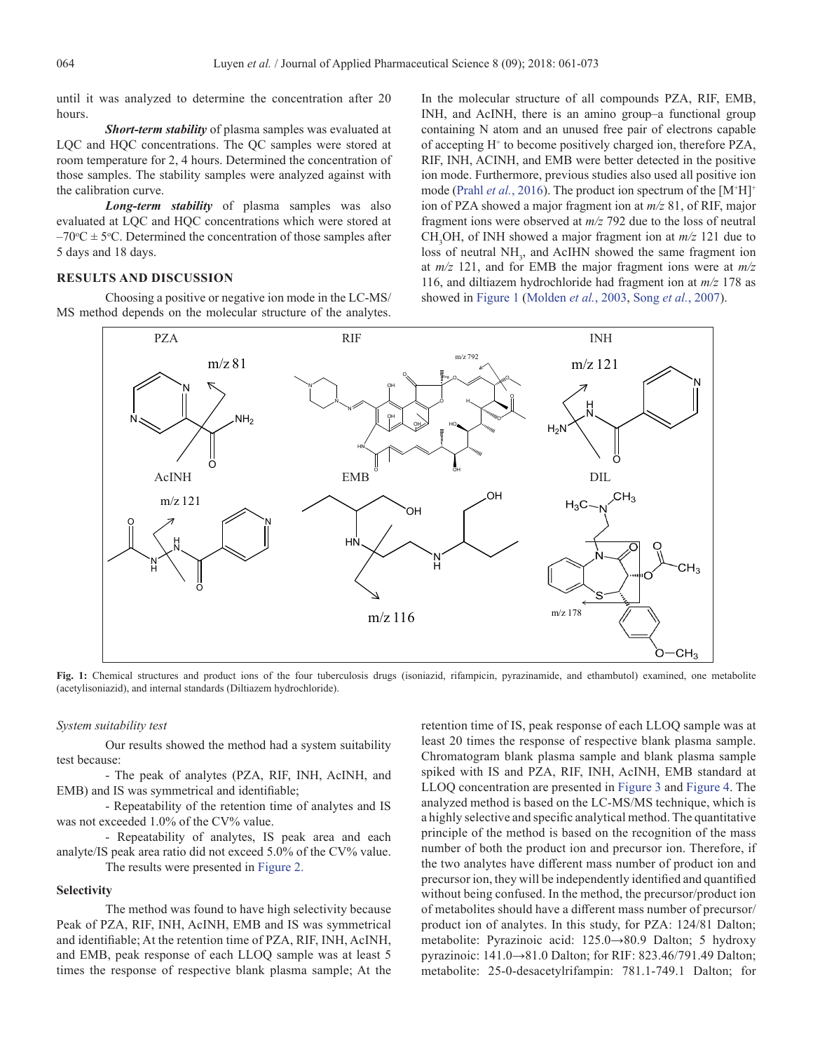until it was analyzed to determine the concentration after 20 hours.

***Short-term stability*** of plasma samples was evaluated at LQC and HQC concentrations. The QC samples were stored at room temperature for 2, 4 hours. Determined the concentration of those samples. The stability samples were analyzed against with the calibration curve.

***Long-term stability*** of plasma samples was also evaluated at LQC and HQC concentrations which were stored at $-70^{o}C \pm 5^{o}C$. Determined the concentration of those samples after 5 days and 18 days.

## RESULTS AND DISCUSSION

Choosing a positive or negative ion mode in the LC-MS/MS method depends on the molecular structure of the analytes. In the molecular structure of all compounds PZA, RIF, EMB, INH, and AcINH, there is an amino group–a functional group containing N atom and an unused free pair of electrons capable of accepting $H^+$ to become positively charged ion, therefore PZA, RIF, INH, ACINH, and EMB were better detected in the positive ion mode. Furthermore, previous studies also used all positive ion mode (Prahl *et al.*, 2016). The product ion spectrum of the $[M^+H]^+$ ion of PZA showed a major fragment ion at *m/z* 81, of RIF, major fragment ions were observed at *m/z* 792 due to the loss of neutral $CH_3OH$, of INH showed a major fragment ion at *m/z* 121 due to loss of neutral $NH_3$, and AcIHN showed the same fragment ion at *m/z* 121, and for EMB the major fragment ions were at *m/z* 116, and diltiazem hydrochloride had fragment ion at *m/z* 178 as showed in Figure 1 (Molden *et al.*, 2003, Song *et al.*, 2007).

**Fig. 1:** Chemical structures and product ions of the four tuberculosis drugs (isoniazid, rifampicin, pyrazinamide, and ethambutol) examined, one metabolite (acetylisoniazid), and internal standards (Diltiazem hydrochloride).

*System suitability test*

Our results showed the method had a system suitability test because:

- The peak of analytes (PZA, RIF, INH, AcINH, and EMB) and IS was symmetrical and identifiable;

- Repeatability of the retention time of analytes and IS was not exceeded 1.0% of the CV% value.

- Repeatability of analytes, IS peak area and each analyte/IS peak area ratio did not exceed 5.0% of the CV% value.

The results were presented in Figure 2.

### Selectivity

The method was found to have high selectivity because Peak of PZA, RIF, INH, AcINH, EMB and IS was symmetrical and identifiable; At the retention time of PZA, RIF, INH, AcINH, and EMB, peak response of each LLOQ sample was at least 5 times the response of respective blank plasma sample; At the retention time of IS, peak response of each LLOQ sample was at least 20 times the response of respective blank plasma sample. Chromatogram blank plasma sample and blank plasma sample spiked with IS and PZA, RIF, INH, AcINH, EMB standard at LLOQ concentration are presented in Figure 3 and Figure 4. The analyzed method is based on the LC-MS/MS technique, which is a highly selective and specific analytical method. The quantitative principle of the method is based on the recognition of the mass number of both the product ion and precursor ion. Therefore, if the two analytes have different mass number of product ion and precursor ion, they will be independently identified and quantified without being confused. In the method, the precursor/product ion of metabolites should have a different mass number of precursor/product ion of analytes. In this study, for PZA: 124/81 Dalton; metabolite: Pyrazinoic acid: 125.0→80.9 Dalton; 5 hydroxy pyrazinoic: 141.0→81.0 Dalton; for RIF: 823.46/791.49 Dalton; metabolite: 25-0-desacetylrifampin: 781.1-749.1 Dalton; for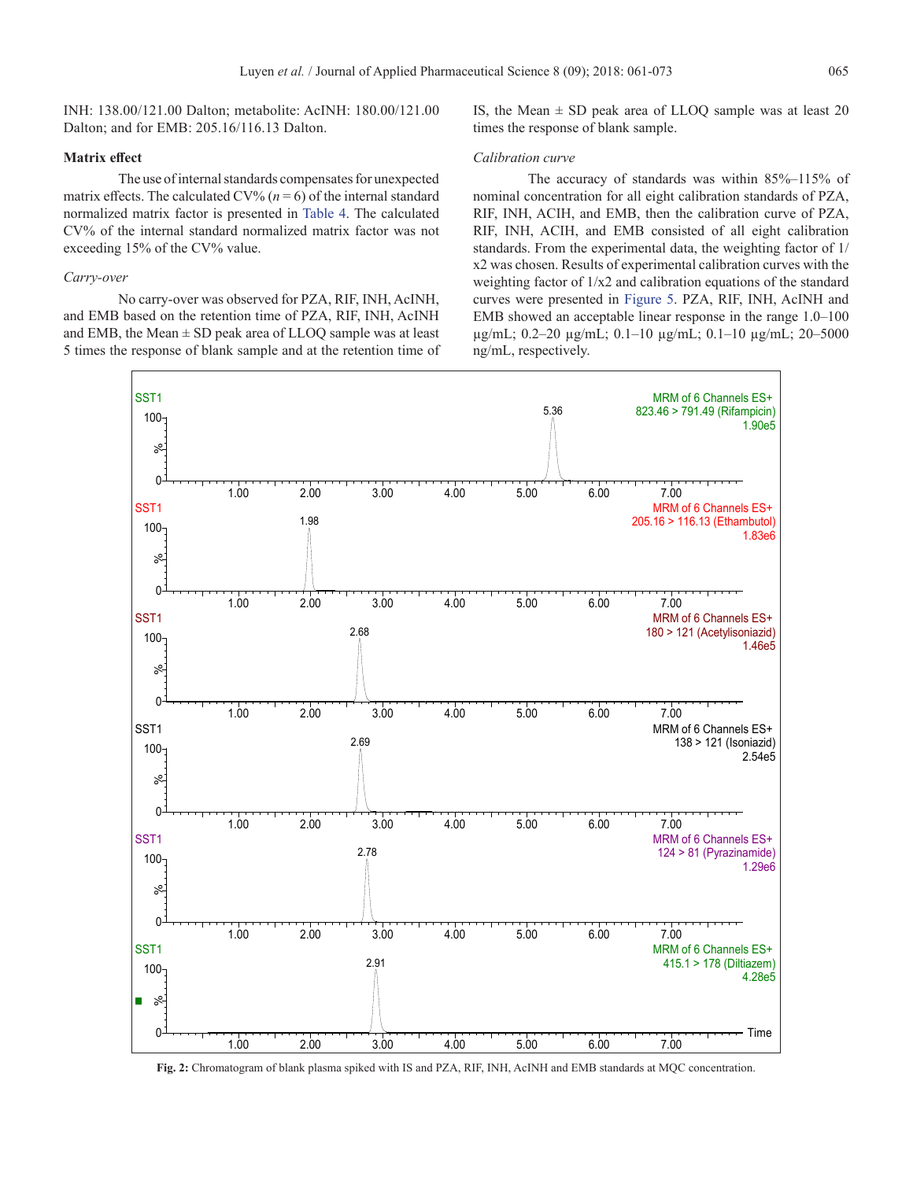INH: 138.00/121.00 Dalton; metabolite: AcINH: 180.00/121.00 Dalton; and for EMB: 205.16/116.13 Dalton.

### Matrix effect

The use of internal standards compensates for unexpected matrix effects. The calculated CV% ($n = 6$) of the internal standard normalized matrix factor is presented in Table 4. The calculated CV% of the internal standard normalized matrix factor was not exceeding 15% of the CV% value.

#### *Carry-over*

No carry-over was observed for PZA, RIF, INH, AcINH, and EMB based on the retention time of PZA, RIF, INH, AcINH and EMB, the Mean ± SD peak area of LLOQ sample was at least 5 times the response of blank sample and at the retention time of IS, the Mean ± SD peak area of LLOQ sample was at least 20 times the response of blank sample.

#### *Calibration curve*

The accuracy of standards was within 85%–115% of nominal concentration for all eight calibration standards of PZA, RIF, INH, ACIH, and EMB, then the calibration curve of PZA, RIF, INH, ACIH, and EMB consisted of all eight calibration standards. From the experimental data, the weighting factor of 1/x2 was chosen. Results of experimental calibration curves with the weighting factor of 1/x2 and calibration equations of the standard curves were presented in Figure 5. PZA, RIF, INH, AcINH and EMB showed an acceptable linear response in the range 1.0–100 µg/mL; 0.2–20 µg/mL; 0.1–10 µg/mL; 0.1–10 µg/mL; 20–5000 ng/mL, respectively.

**Fig. 2:** Chromatogram of blank plasma spiked with IS and PZA, RIF, INH, AcINH and EMB standards at MQC concentration.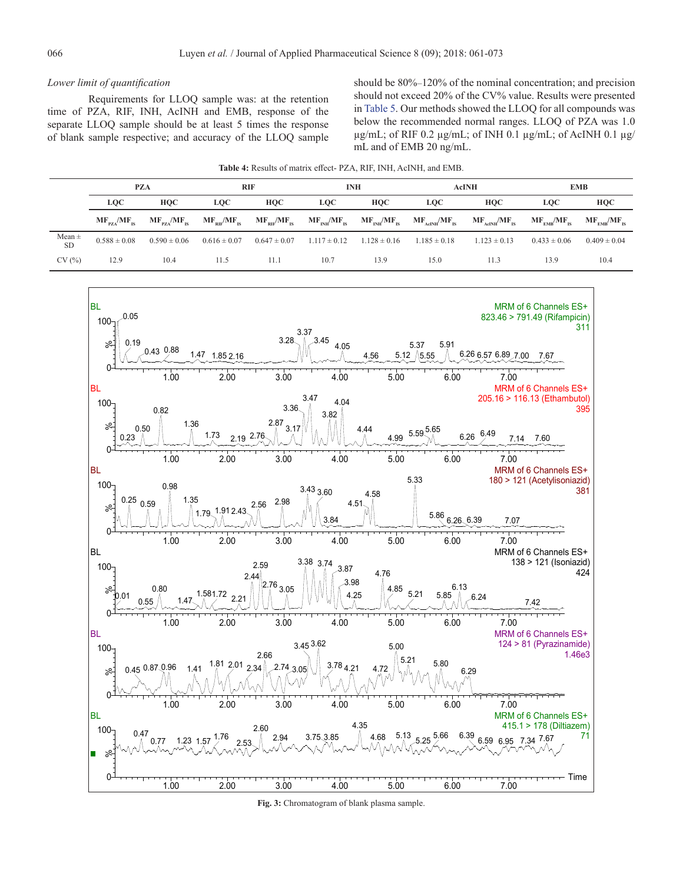*Lower limit of quantification*

Requirements for LLOQ sample was: at the retention time of PZA, RIF, INH, AcINH and EMB, response of the separate LLOQ sample should be at least 5 times the response of blank sample respective; and accuracy of the LLOQ sample should be 80%–120% of the nominal concentration; and precision should not exceed 20% of the CV% value. Results were presented in Table 5. Our methods showed the LLOQ for all compounds was below the recommended normal ranges. LLOQ of PZA was 1.0 µg/mL; of RIF 0.2 µg/mL; of INH 0.1 µg/mL; of AcINH 0.1 µg/mL and of EMB 20 ng/mL.

**Table 4:** Results of matrix effect- PZA, RIF, INH, AcINH, and EMB.

| | PZA | | RIF | | INH | | AcINH | | EMB | |
|---|---|---|---|---|---|---|---|---|---|---|
| | LQC | HQC | LQC | HQC | LQC | HQC | LQC | HQC | LQC | HQC |
| | $MF_{PZA}/MF_{IS}$ | $MF_{PZA}/MF_{IS}$ | $MF_{RIF}/MF_{IS}$ | $MF_{RIF}/MF_{IS}$ | $MF_{INH}/MF_{IS}$ | $MF_{INH}/MF_{IS}$ | $MF_{AcINH}/MF_{IS}$ | $MF_{AcINH}/MF_{IS}$ | $MF_{EMB}/MF_{IS}$ | $MF_{EMB}/MF_{IS}$ |
| Mean ± SD | 0.588 ± 0.08 | 0.590 ± 0.06 | 0.616 ± 0.07 | 0.647 ± 0.07 | 1.117 ± 0.12 | 1.128 ± 0.16 | 1.185 ± 0.18 | 1.123 ± 0.13 | 0.433 ± 0.06 | 0.409 ± 0.04 |
| CV (%) | 12.9 | 10.4 | 11.5 | 11.1 | 10.7 | 13.9 | 15.0 | 11.3 | 13.9 | 10.4 |

**Fig. 3:** Chromatogram of blank plasma sample.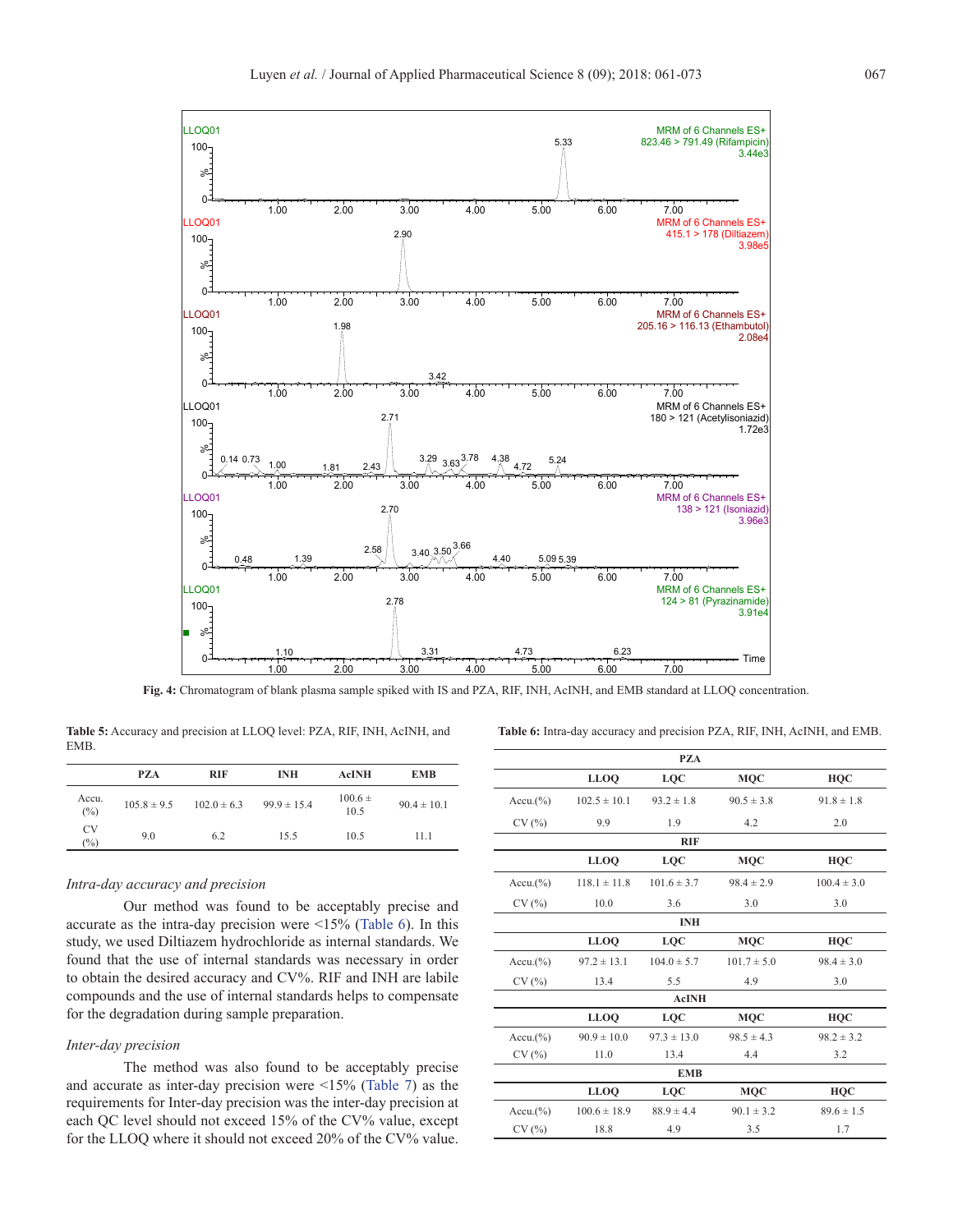Fig. 4: Chromatogram of blank plasma sample spiked with IS and PZA, RIF, INH, AcINH, and EMB standard at LLOQ concentration.

**Table 5:** Accuracy and precision at LLOQ level: PZA, RIF, INH, AcINH, and EMB.

| | PZA | RIF | INH | AcINH | EMB |
|---|---|---|---|---|---|
| Accu. (%) | 105.8 ± 9.5 | 102.0 ± 6.3 | 99.9 ± 15.4 | 100.6 ± 10.5 | 90.4 ± 10.1 |
| CV (%) | 9.0 | 6.2 | 15.5 | 10.5 | 11.1 |

*Intra-day accuracy and precision*

Our method was found to be acceptably precise and accurate as the intra-day precision were <15% (Table 6). In this study, we used Diltiazem hydrochloride as internal standards. We found that the use of internal standards was necessary in order to obtain the desired accuracy and CV%. RIF and INH are labile compounds and the use of internal standards helps to compensate for the degradation during sample preparation.

*Inter-day precision*

The method was also found to be acceptably precise and accurate as inter-day precision were <15% (Table 7) as the requirements for Inter-day precision was the inter-day precision at each QC level should not exceed 15% of the CV% value, except for the LLOQ where it should not exceed 20% of the CV% value.

**Table 6:** Intra-day accuracy and precision PZA, RIF, INH, AcINH, and EMB.

| | LLOQ | LQC | MQC | HQC |
|---|---|---|---|---|
| **PZA** | | | | |
| Accu.(%) | 102.5 ± 10.1 | 93.2 ± 1.8 | 90.5 ± 3.8 | 91.8 ± 1.8 |
| CV (%) | 9.9 | 1.9 | 4.2 | 2.0 |
| **RIF** | | | | |
| Accu.(%) | 118.1 ± 11.8 | 101.6 ± 3.7 | 98.4 ± 2.9 | 100.4 ± 3.0 |
| CV (%) | 10.0 | 3.6 | 3.0 | 3.0 |
| **INH** | | | | |
| Accu.(%) | 97.2 ± 13.1 | 104.0 ± 5.7 | 101.7 ± 5.0 | 98.4 ± 3.0 |
| CV (%) | 13.4 | 5.5 | 4.9 | 3.0 |
| **AcINH** | | | | |
| Accu.(%) | 90.9 ± 10.0 | 97.3 ± 13.0 | 98.5 ± 4.3 | 98.2 ± 3.2 |
| CV (%) | 11.0 | 13.4 | 4.4 | 3.2 |
| **EMB** | | | | |
| Accu.(%) | 100.6 ± 18.9 | 88.9 ± 4.4 | 90.1 ± 3.2 | 89.6 ± 1.5 |
| CV (%) | 18.8 | 4.9 | 3.5 | 1.7 |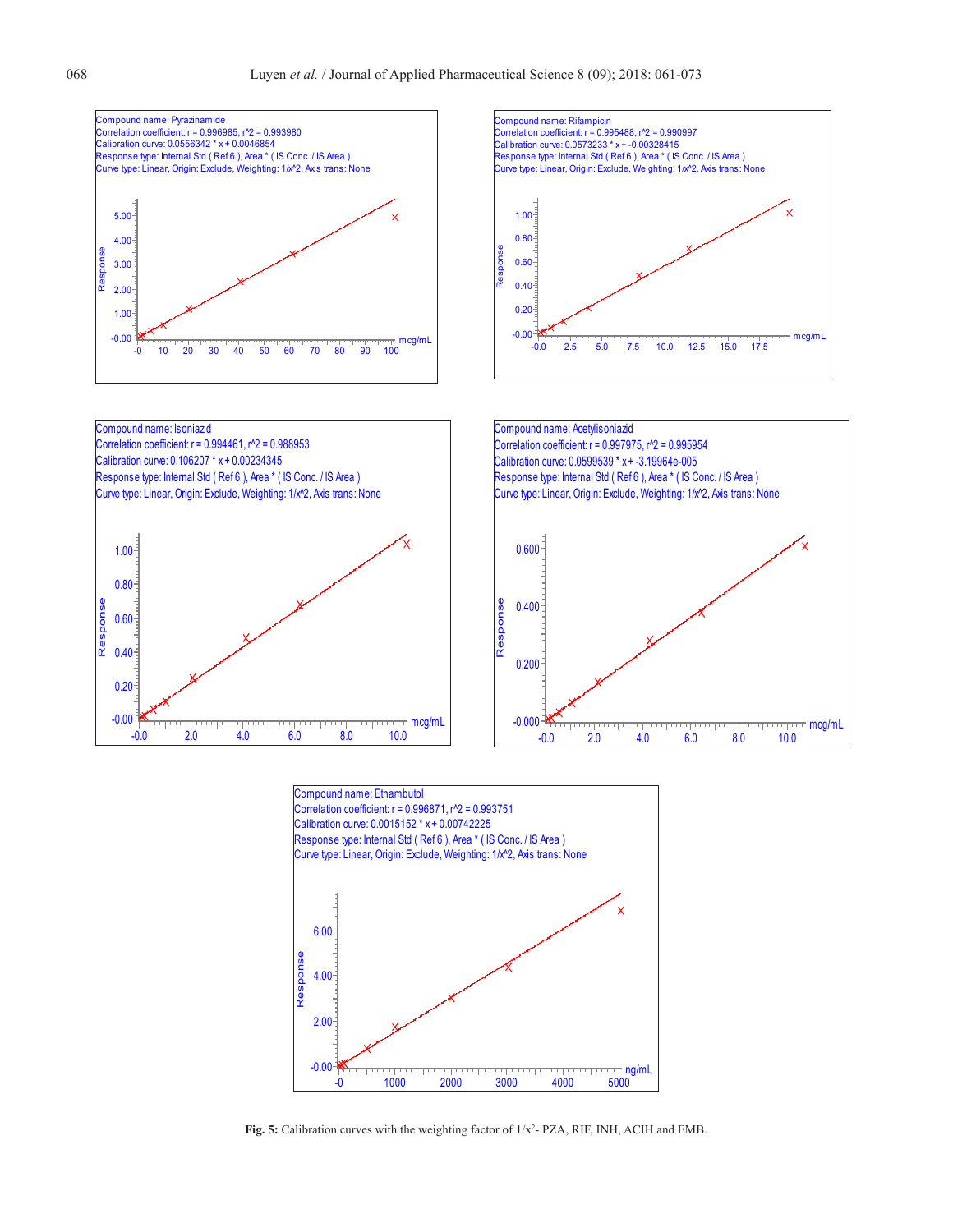Compound name: Pyrazinamide
Correlation coefficient: r = 0.996985, r^2 = 0.993980
Calibration curve: 0.0556342 * x + 0.0046854
Response type: Internal Std ( Ref 6 ), Area * ( IS Conc. / IS Area )
Curve type: Linear, Origin: Exclude, Weighting: 1/x^2, Axis trans: None

Compound name: Rifampicin
Correlation coefficient: r = 0.995488, r^2 = 0.990997
Calibration curve: 0.0573233 * x + -0.00328415
Response type: Internal Std ( Ref 6 ), Area * ( IS Conc. / IS Area )
Curve type: Linear, Origin: Exclude, Weighting: 1/x^2, Axis trans: None

Compound name: Isoniazid
Correlation coefficient: r = 0.994461, r^2 = 0.988953
Calibration curve: 0.106207 * x + 0.00234345
Response type: Internal Std ( Ref 6 ), Area * ( IS Conc. / IS Area )
Curve type: Linear, Origin: Exclude, Weighting: 1/x^2, Axis trans: None

Compound name: Acetylisoniazid
Correlation coefficient: r = 0.997975, r^2 = 0.995954
Calibration curve: 0.0599539 * x + -3.19964e-005
Response type: Internal Std ( Ref 6 ), Area * ( IS Conc. / IS Area )
Curve type: Linear, Origin: Exclude, Weighting: 1/x^2, Axis trans: None

Compound name: Ethambutol
Correlation coefficient: r = 0.996871, r^2 = 0.993751
Calibration curve: 0.0015152 * x + 0.00742225
Response type: Internal Std ( Ref 6 ), Area * ( IS Conc. / IS Area )
Curve type: Linear, Origin: Exclude, Weighting: 1/x^2, Axis trans: None

**Fig. 5:** Calibration curves with the weighting factor of $1/x^2$- PZA, RIF, INH, ACIH and EMB.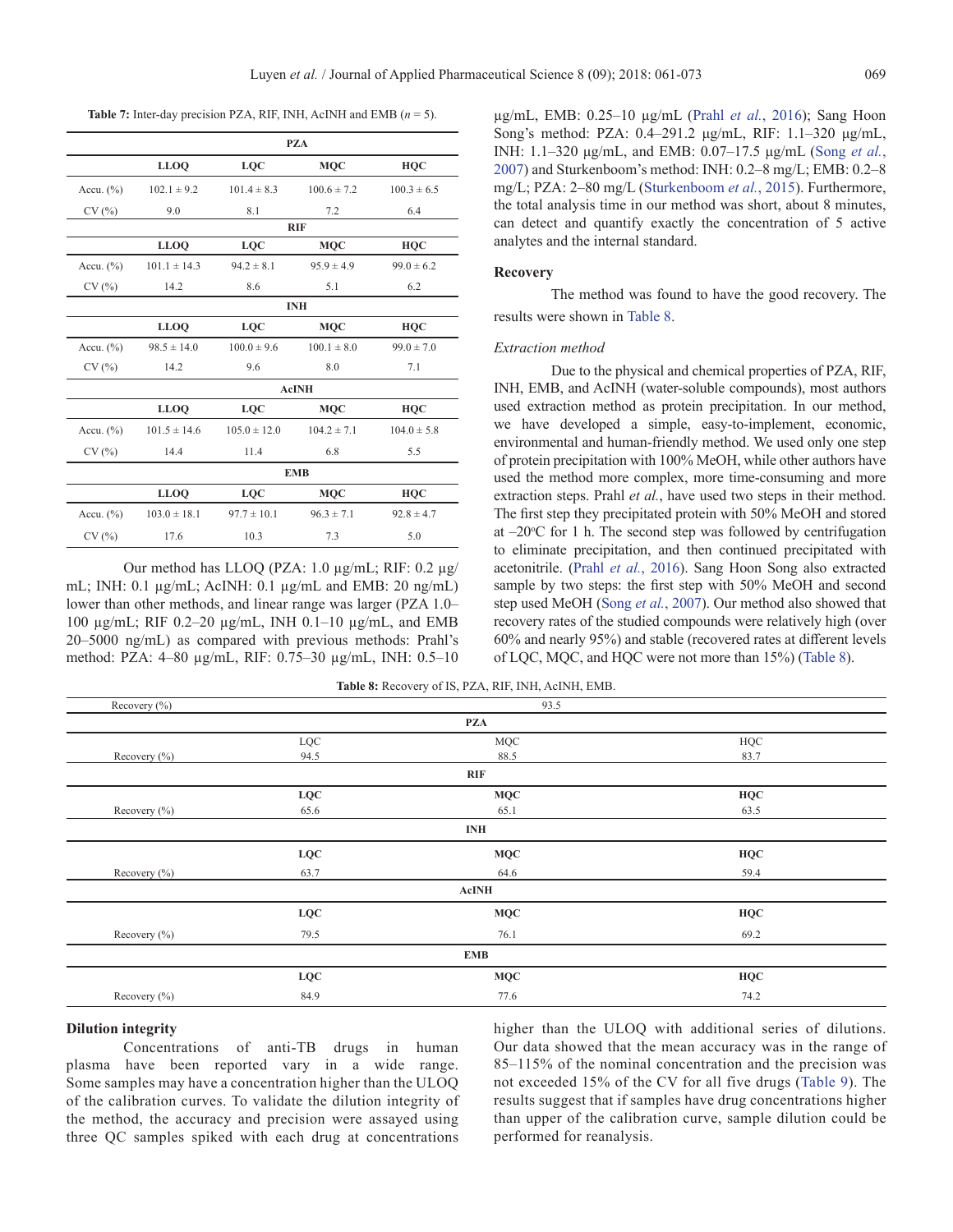**Table 7:** Inter-day precision PZA, RIF, INH, AcINH and EMB (*n* = 5).

| | PZA | | | |
|---|---|---|---|---|
| | **LLOQ** | **LQC** | **MQC** | **HQC** |
| Accu. (%) | 102.1 ± 9.2 | 101.4 ± 8.3 | 100.6 ± 7.2 | 100.3 ± 6.5 |
| CV (%) | 9.0 | 8.1 | 7.2 | 6.4 |
| | **RIF** | | | |
| | **LLOQ** | **LQC** | **MQC** | **HQC** |
| Accu. (%) | 101.1 ± 14.3 | 94.2 ± 8.1 | 95.9 ± 4.9 | 99.0 ± 6.2 |
| CV (%) | 14.2 | 8.6 | 5.1 | 6.2 |
| | **INH** | | | |
| | **LLOQ** | **LQC** | **MQC** | **HQC** |
| Accu. (%) | 98.5 ± 14.0 | 100.0 ± 9.6 | 100.1 ± 8.0 | 99.0 ± 7.0 |
| CV (%) | 14.2 | 9.6 | 8.0 | 7.1 |
| | **AcINH** | | | |
| | **LLOQ** | **LQC** | **MQC** | **HQC** |
| Accu. (%) | 101.5 ± 14.6 | 105.0 ± 12.0 | 104.2 ± 7.1 | 104.0 ± 5.8 |
| CV (%) | 14.4 | 11.4 | 6.8 | 5.5 |
| | **EMB** | | | |
| | **LLOQ** | **LQC** | **MQC** | **HQC** |
| Accu. (%) | 103.0 ± 18.1 | 97.7 ± 10.1 | 96.3 ± 7.1 | 92.8 ± 4.7 |
| CV (%) | 17.6 | 10.3 | 7.3 | 5.0 |

Our method has LLOQ (PZA: 1.0 µg/mL; RIF: 0.2 µg/mL; INH: 0.1 µg/mL; AcINH: 0.1 µg/mL and EMB: 20 ng/mL) lower than other methods, and linear range was larger (PZA 1.0–100 µg/mL; RIF 0.2–20 µg/mL, INH 0.1–10 µg/mL, and EMB 20–5000 ng/mL) as compared with previous methods: Prahl's method: PZA: 4–80 µg/mL, RIF: 0.75–30 µg/mL, INH: 0.5–10 µg/mL, EMB: 0.25–10 µg/mL (Prahl *et al.*, 2016); Sang Hoon Song's method: PZA: 0.4–291.2 µg/mL, RIF: 1.1–320 µg/mL, INH: 1.1–320 µg/mL, and EMB: 0.07–17.5 µg/mL (Song *et al.*, 2007) and Sturkenboom's method: INH: 0.2–8 mg/L; EMB: 0.2–8 mg/L; PZA: 2–80 mg/L (Sturkenboom *et al.*, 2015). Furthermore, the total analysis time in our method was short, about 8 minutes, can detect and quantify exactly the concentration of 5 active analytes and the internal standard.

## Recovery

The method was found to have the good recovery. The results were shown in Table 8.

### *Extraction method*

Due to the physical and chemical properties of PZA, RIF, INH, EMB, and AcINH (water-soluble compounds), most authors used extraction method as protein precipitation. In our method, we have developed a simple, easy-to-implement, economic, environmental and human-friendly method. We used only one step of protein precipitation with 100% MeOH, while other authors have used the method more complex, more time-consuming and more extraction steps. Prahl *et al.*, have used two steps in their method. The first step they precipitated protein with 50% MeOH and stored at –20°C for 1 h. The second step was followed by centrifugation to eliminate precipitation, and then continued precipitated with acetonitrile. (Prahl *et al.*, 2016). Sang Hoon Song also extracted sample by two steps: the first step with 50% MeOH and second step used MeOH (Song *et al.*, 2007). Our method also showed that recovery rates of the studied compounds were relatively high (over 60% and nearly 95%) and stable (recovered rates at different levels of LQC, MQC, and HQC were not more than 15%) (Table 8).

**Table 8:** Recovery of IS, PZA, RIF, INH, AcINH, EMB.

| Recovery (%) | | 93.5 | |
|---|---|---|---|
| | | **PZA** | |
| | LQC | MQC | HQC |
| Recovery (%) | 94.5 | 88.5 | 83.7 |
| | | **RIF** | |
| | **LQC** | **MQC** | **HQC** |
| Recovery (%) | 65.6 | 65.1 | 63.5 |
| | | **INH** | |
| | **LQC** | **MQC** | **HQC** |
| Recovery (%) | 63.7 | 64.6 | 59.4 |
| | | **AcINH** | |
| | **LQC** | **MQC** | **HQC** |
| Recovery (%) | 79.5 | 76.1 | 69.2 |
| | | **EMB** | |
| | **LQC** | **MQC** | **HQC** |
| Recovery (%) | 84.9 | 77.6 | 74.2 |

## Dilution integrity

Concentrations of anti-TB drugs in human plasma have been reported vary in a wide range. Some samples may have a concentration higher than the ULOQ of the calibration curves. To validate the dilution integrity of the method, the accuracy and precision were assayed using three QC samples spiked with each drug at concentrations higher than the ULOQ with additional series of dilutions. Our data showed that the mean accuracy was in the range of 85–115% of the nominal concentration and the precision was not exceeded 15% of the CV for all five drugs (Table 9). The results suggest that if samples have drug concentrations higher than upper of the calibration curve, sample dilution could be performed for reanalysis.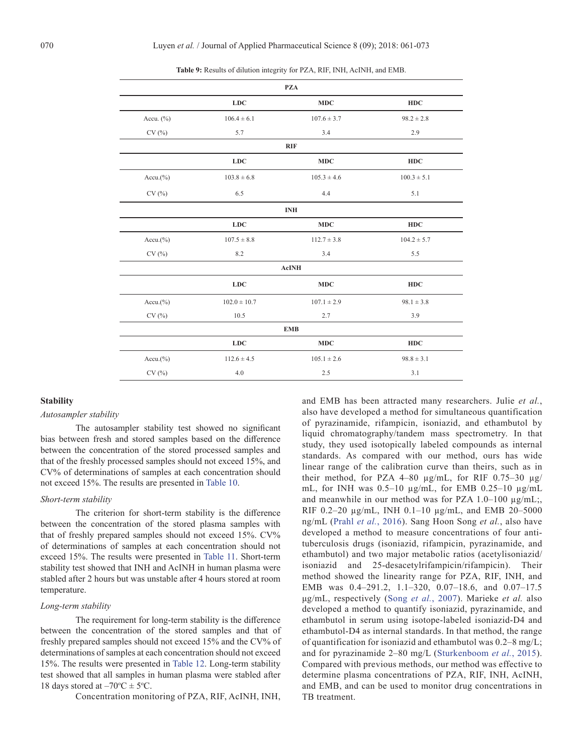**Table 9:** Results of dilution integrity for PZA, RIF, INH, AcINH, and EMB.

| | PZA | | |
|---|---|---|---|
| | **LDC** | **MDC** | **HDC** |
| Accu. (%) | 106.4 ± 6.1 | 107.6 ± 3.7 | 98.2 ± 2.8 |
| CV (%) | 5.7 | 3.4 | 2.9 |
| | **RIF** | | |
| | **LDC** | **MDC** | **HDC** |
| Accu.(%) | 103.8 ± 6.8 | 105.3 ± 4.6 | 100.3 ± 5.1 |
| CV (%) | 6.5 | 4.4 | 5.1 |
| | **INH** | | |
| | **LDC** | **MDC** | **HDC** |
| Accu.(%) | 107.5 ± 8.8 | 112.7 ± 3.8 | 104.2 ± 5.7 |
| CV (%) | 8.2 | 3.4 | 5.5 |
| | **AcINH** | | |
| | **LDC** | **MDC** | **HDC** |
| Accu.(%) | 102.0 ± 10.7 | 107.1 ± 2.9 | 98.1 ± 3.8 |
| CV (%) | 10.5 | 2.7 | 3.9 |
| | **EMB** | | |
| | **LDC** | **MDC** | **HDC** |
| Accu.(%) | 112.6 ± 4.5 | 105.1 ± 2.6 | 98.8 ± 3.1 |
| CV (%) | 4.0 | 2.5 | 3.1 |

**Stability**

*Autosampler stability*

The autosampler stability test showed no significant bias between fresh and stored samples based on the difference between the concentration of the stored processed samples and that of the freshly processed samples should not exceed 15%, and CV% of determinations of samples at each concentration should not exceed 15%. The results are presented in Table 10.

*Short-term stability*

The criterion for short-term stability is the difference between the concentration of the stored plasma samples with that of freshly prepared samples should not exceed 15%. CV% of determinations of samples at each concentration should not exceed 15%. The results were presented in Table 11. Short-term stability test showed that INH and AcINH in human plasma were stabled after 2 hours but was unstable after 4 hours stored at room temperature.

*Long-term stability*

The requirement for long-term stability is the difference between the concentration of the stored samples and that of freshly prepared samples should not exceed 15% and the CV% of determinations of samples at each concentration should not exceed 15%. The results were presented in Table 12. Long-term stability test showed that all samples in human plasma were stabled after 18 days stored at –70ºC ± 5ºC.

Concentration monitoring of PZA, RIF, AcINH, INH, and EMB has been attracted many researchers. Julie *et al.*, also have developed a method for simultaneous quantification of pyrazinamide, rifampicin, isoniazid, and ethambutol by liquid chromatography/tandem mass spectrometry. In that study, they used isotopically labeled compounds as internal standards. As compared with our method, ours has wide linear range of the calibration curve than theirs, such as in their method, for PZA 4–80 µg/mL, for RIF 0.75–30 µg/mL, for INH was 0.5–10 µg/mL, for EMB 0.25–10 µg/mL and meanwhile in our method was for PZA 1.0–100 µg/mL;, RIF 0.2–20 µg/mL, INH 0.1–10 µg/mL, and EMB 20–5000 ng/mL (Prahl *et al.*, 2016). Sang Hoon Song *et al.*, also have developed a method to measure concentrations of four anti-tuberculosis drugs (isoniazid, rifampicin, pyrazinamide, and ethambutol) and two major metabolic ratios (acetylisoniazid/isoniazid and 25-desacetylrifampicin/rifampicin). Their method showed the linearity range for PZA, RIF, INH, and EMB was 0.4–291.2, 1.1–320, 0.07–18.6, and 0.07–17.5 µg/mL, respectively (Song *et al.*, 2007). Marieke *et al.* also developed a method to quantify isoniazid, pyrazinamide, and ethambutol in serum using isotope-labeled isoniazid-D4 and ethambutol-D4 as internal standards. In that method, the range of quantification for isoniazid and ethambutol was 0.2–8 mg/L; and for pyrazinamide 2–80 mg/L (Sturkenboom *et al.*, 2015). Compared with previous methods, our method was effective to determine plasma concentrations of PZA, RIF, INH, AcINH, and EMB, and can be used to monitor drug concentrations in TB treatment.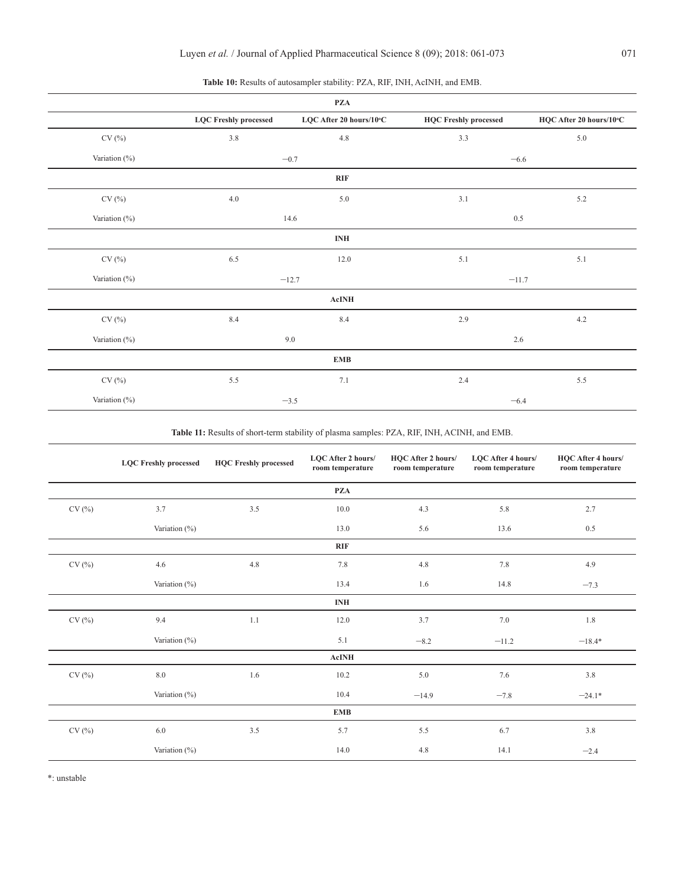**Table 10:** Results of autosampler stability: PZA, RIF, INH, AcINH, and EMB.

| | LQC Freshly processed | LQC After 20 hours/10°C | HQC Freshly processed | HQC After 20 hours/10°C |
|---|---|---|---|---|
| **PZA** | | | | |
| CV (%) | 3.8 | 4.8 | 3.3 | 5.0 |
| Variation (%) | −0.7 | | −6.6 | |
| **RIF** | | | | |
| CV (%) | 4.0 | 5.0 | 3.1 | 5.2 |
| Variation (%) | 14.6 | | 0.5 | |
| **INH** | | | | |
| CV (%) | 6.5 | 12.0 | 5.1 | 5.1 |
| Variation (%) | −12.7 | | −11.7 | |
| **AcINH** | | | | |
| CV (%) | 8.4 | 8.4 | 2.9 | 4.2 |
| Variation (%) | 9.0 | | 2.6 | |
| **EMB** | | | | |
| CV (%) | 5.5 | 7.1 | 2.4 | 5.5 |
| Variation (%) | −3.5 | | −6.4 | |

**Table 11:** Results of short-term stability of plasma samples: PZA, RIF, INH, ACINH, and EMB.

| | LQC Freshly processed | HQC Freshly processed | LQC After 2 hours/ room temperature | HQC After 2 hours/ room temperature | LQC After 4 hours/ room temperature | HQC After 4 hours/ room temperature |
|---|---|---|---|---|---|---|
| **PZA** | | | | | | |
| CV (%) | 3.7 | 3.5 | 10.0 | 4.3 | 5.8 | 2.7 |
| | Variation (%) | | 13.0 | 5.6 | 13.6 | 0.5 |
| **RIF** | | | | | | |
| CV (%) | 4.6 | 4.8 | 7.8 | 4.8 | 7.8 | 4.9 |
| | Variation (%) | | 13.4 | 1.6 | 14.8 | −7.3 |
| **INH** | | | | | | |
| CV (%) | 9.4 | 1.1 | 12.0 | 3.7 | 7.0 | 1.8 |
| | Variation (%) | | 5.1 | −8.2 | −11.2 | −18.4* |
| **AcINH** | | | | | | |
| CV (%) | 8.0 | 1.6 | 10.2 | 5.0 | 7.6 | 3.8 |
| | Variation (%) | | 10.4 | −14.9 | −7.8 | −24.1* |
| **EMB** | | | | | | |
| CV (%) | 6.0 | 3.5 | 5.7 | 5.5 | 6.7 | 3.8 |
| | Variation (%) | | 14.0 | 4.8 | 14.1 | −2.4 |

*: unstable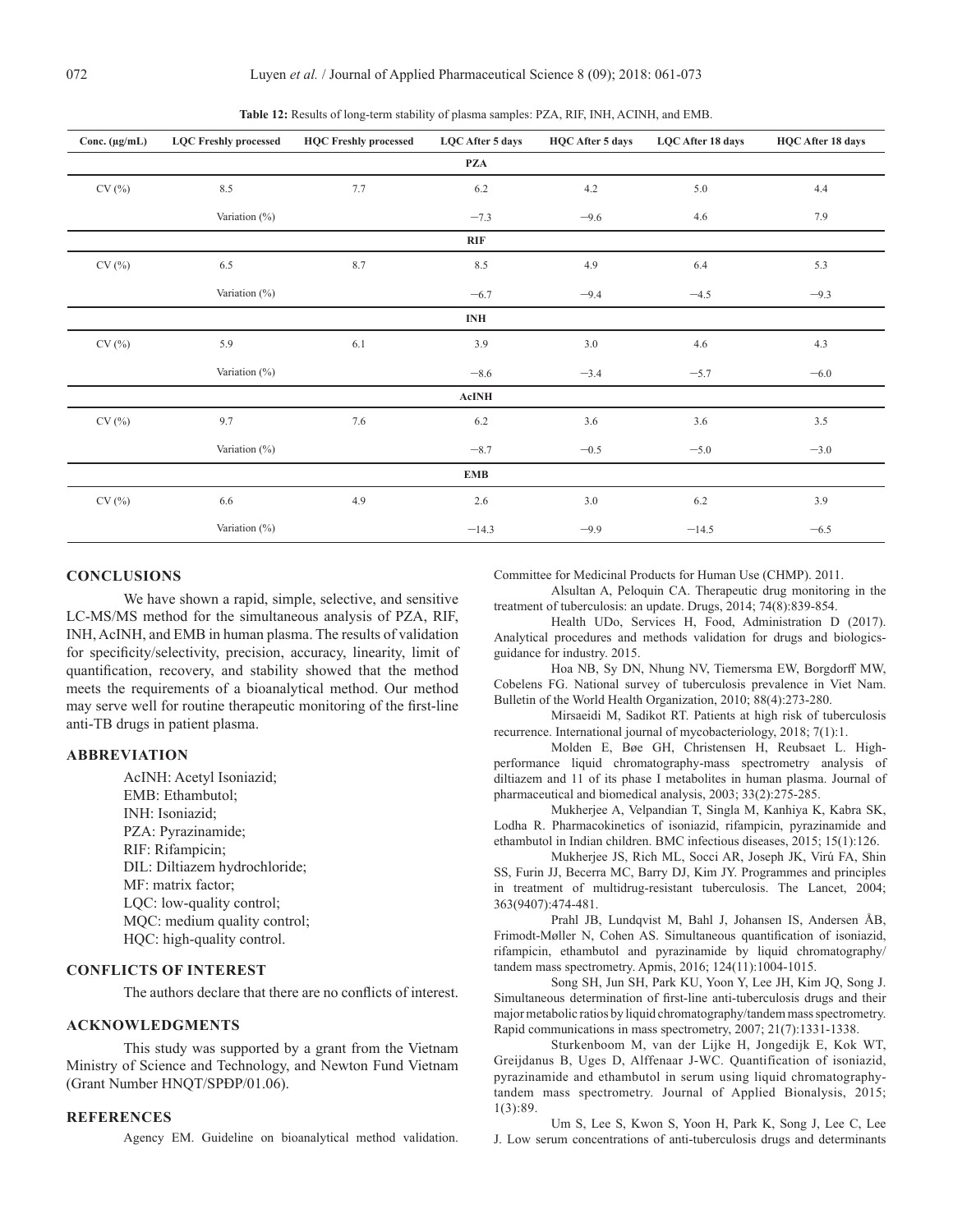**Table 12:** Results of long-term stability of plasma samples: PZA, RIF, INH, ACINH, and EMB.

| Conc. (μg/mL) | LQC Freshly processed | HQC Freshly processed | LQC After 5 days | HQC After 5 days | LQC After 18 days | HQC After 18 days |
|---|---|---|---|---|---|---|
| | | | **PZA** | | | |
| CV (%) | 8.5 | 7.7 | 6.2 | 4.2 | 5.0 | 4.4 |
| | Variation (%) | | −7.3 | −9.6 | 4.6 | 7.9 |
| | | | **RIF** | | | |
| CV (%) | 6.5 | 8.7 | 8.5 | 4.9 | 6.4 | 5.3 |
| | Variation (%) | | −6.7 | −9.4 | −4.5 | −9.3 |
| | | | **INH** | | | |
| CV (%) | 5.9 | 6.1 | 3.9 | 3.0 | 4.6 | 4.3 |
| | Variation (%) | | −8.6 | −3.4 | −5.7 | −6.0 |
| | | | **AcINH** | | | |
| CV (%) | 9.7 | 7.6 | 6.2 | 3.6 | 3.6 | 3.5 |
| | Variation (%) | | −8.7 | −0.5 | −5.0 | −3.0 |
| | | | **EMB** | | | |
| CV (%) | 6.6 | 4.9 | 2.6 | 3.0 | 6.2 | 3.9 |
| | Variation (%) | | −14.3 | −9.9 | −14.5 | −6.5 |

## CONCLUSIONS

We have shown a rapid, simple, selective, and sensitive LC-MS/MS method for the simultaneous analysis of PZA, RIF, INH, AcINH, and EMB in human plasma. The results of validation for specificity/selectivity, precision, accuracy, linearity, limit of quantification, recovery, and stability showed that the method meets the requirements of a bioanalytical method. Our method may serve well for routine therapeutic monitoring of the first-line anti-TB drugs in patient plasma.

## ABBREVIATION

AcINH: Acetyl Isoniazid;
EMB: Ethambutol;
INH: Isoniazid;
PZA: Pyrazinamide;
RIF: Rifampicin;
DIL: Diltiazem hydrochloride;
MF: matrix factor;
LQC: low-quality control;
MQC: medium quality control;
HQC: high-quality control.

## CONFLICTS OF INTEREST

The authors declare that there are no conflicts of interest.

## ACKNOWLEDGMENTS

This study was supported by a grant from the Vietnam Ministry of Science and Technology, and Newton Fund Vietnam (Grant Number HNQT/SPĐP/01.06).

## REFERENCES

Agency EM. Guideline on bioanalytical method validation. Committee for Medicinal Products for Human Use (CHMP). 2011.

Alsultan A, Peloquin CA. Therapeutic drug monitoring in the treatment of tuberculosis: an update. Drugs, 2014; 74(8):839-854.

Health UDo, Services H, Food, Administration D (2017). Analytical procedures and methods validation for drugs and biologics-guidance for industry. 2015.

Hoa NB, Sy DN, Nhung NV, Tiemersma EW, Borgdorff MW, Cobelens FG. National survey of tuberculosis prevalence in Viet Nam. Bulletin of the World Health Organization, 2010; 88(4):273-280.

Mirsaeidi M, Sadikot RT. Patients at high risk of tuberculosis recurrence. International journal of mycobacteriology, 2018; 7(1):1.

Molden E, Bøe GH, Christensen H, Reubsaet L. High-performance liquid chromatography-mass spectrometry analysis of diltiazem and 11 of its phase I metabolites in human plasma. Journal of pharmaceutical and biomedical analysis, 2003; 33(2):275-285.

Mukherjee A, Velpandian T, Singla M, Kanhiya K, Kabra SK, Lodha R. Pharmacokinetics of isoniazid, rifampicin, pyrazinamide and ethambutol in Indian children. BMC infectious diseases, 2015; 15(1):126.

Mukherjee JS, Rich ML, Socci AR, Joseph JK, Virú FA, Shin SS, Furin JJ, Becerra MC, Barry DJ, Kim JY. Programmes and principles in treatment of multidrug-resistant tuberculosis. The Lancet, 2004; 363(9407):474-481.

Prahl JB, Lundqvist M, Bahl J, Johansen IS, Andersen ÅB, Frimodt-Møller N, Cohen AS. Simultaneous quantification of isoniazid, rifampicin, ethambutol and pyrazinamide by liquid chromatography/tandem mass spectrometry. Apmis, 2016; 124(11):1004-1015.

Song SH, Jun SH, Park KU, Yoon Y, Lee JH, Kim JQ, Song J. Simultaneous determination of first-line anti-tuberculosis drugs and their major metabolic ratios by liquid chromatography/tandem mass spectrometry. Rapid communications in mass spectrometry, 2007; 21(7):1331-1338.

Sturkenboom M, van der Lijke H, Jongedijk E, Kok WT, Greijdanus B, Uges D, Alffenaar J-WC. Quantification of isoniazid, pyrazinamide and ethambutol in serum using liquid chromatography-tandem mass spectrometry. Journal of Applied Bionalysis, 2015; 1(3):89.

Um S, Lee S, Kwon S, Yoon H, Park K, Song J, Lee C, Lee J. Low serum concentrations of anti-tuberculosis drugs and determinants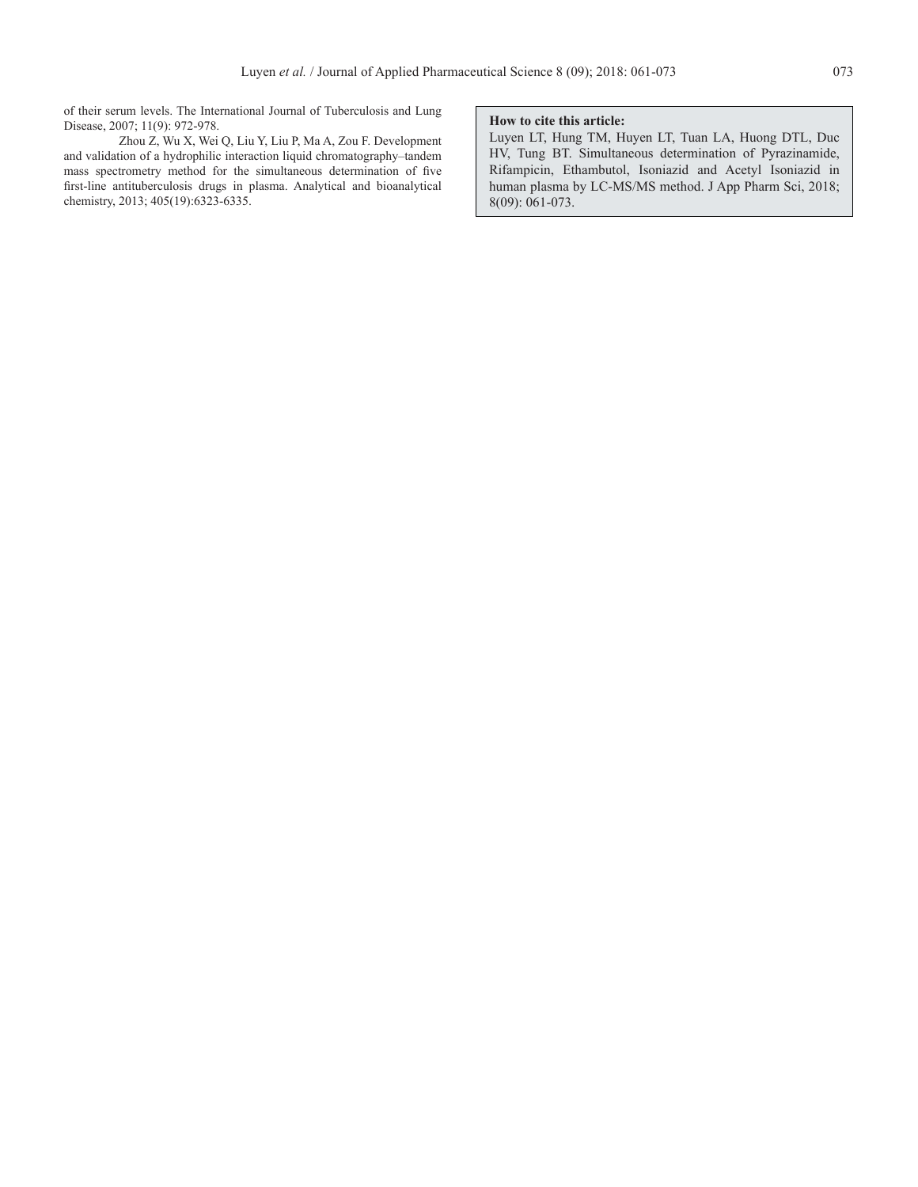of their serum levels. The International Journal of Tuberculosis and Lung Disease, 2007; 11(9): 972-978.

Zhou Z, Wu X, Wei Q, Liu Y, Liu P, Ma A, Zou F. Development and validation of a hydrophilic interaction liquid chromatography–tandem mass spectrometry method for the simultaneous determination of five first-line antituberculosis drugs in plasma. Analytical and bioanalytical chemistry, 2013; 405(19):6323-6335.

**How to cite this article:**
Luyen LT, Hung TM, Huyen LT, Tuan LA, Huong DTL, Duc HV, Tung BT. Simultaneous determination of Pyrazinamide, Rifampicin, Ethambutol, Isoniazid and Acetyl Isoniazid in human plasma by LC-MS/MS method. J App Pharm Sci, 2018; 8(09): 061-073.